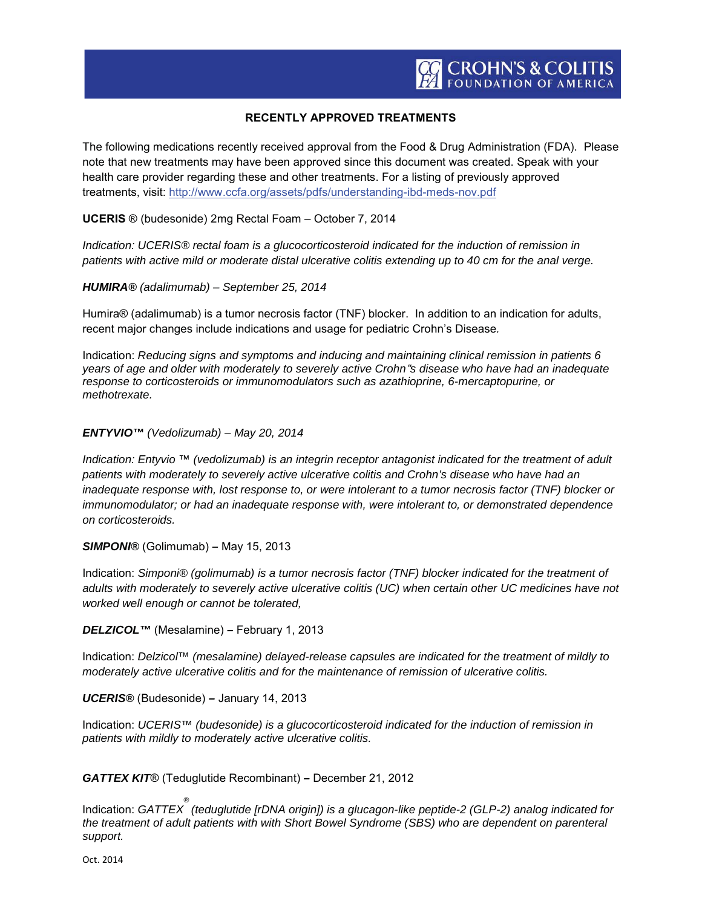CROHN'S & COLITIS FOUNDATION OF AMERICA

## RECENTLY APPROVED TREATMENTS

The following medications recently received approval from the Food & Drug Administration (FDA). Please note that new treatments may have been approved since this document was created. Speak with your health care provider regarding these and other treatments. For a listing of previously approved treatments, visit: http://www.ccfa.org/assets/pdfs/understanding-ibd-meds-nov.pdf

**UCERIS** ® (budesonide) 2mg Rectal Foam – October 7, 2014

*Indication: UCERIS® rectal foam is a glucocorticosteroid indicated for the induction of remission in patients with active mild or moderate distal ulcerative colitis extending up to 40 cm for the anal verge.*

***HUMIRA®** (adalimumab) – September 25, 2014*

Humira® (adalimumab) is a tumor necrosis factor (TNF) blocker. In addition to an indication for adults, recent major changes include indications and usage for pediatric Crohn's Disease.

Indication: *Reducing signs and symptoms and inducing and maintaining clinical remission in patients 6 years of age and older with moderately to severely active Crohn"s disease who have had an inadequate response to corticosteroids or immunomodulators such as azathioprine, 6-mercaptopurine, or methotrexate.*

***ENTYVIO™** (Vedolizumab) – May 20, 2014*

*Indication: Entyvio ™ (vedolizumab) is an integrin receptor antagonist indicated for the treatment of adult patients with moderately to severely active ulcerative colitis and Crohn's disease who have had an inadequate response with, lost response to, or were intolerant to a tumor necrosis factor (TNF) blocker or immunomodulator; or had an inadequate response with, were intolerant to, or demonstrated dependence on corticosteroids.*

***SIMPONI®*** (Golimumab) **–** May 15, 2013

Indication: *Simponi® (golimumab) is a tumor necrosis factor (TNF) blocker indicated for the treatment of adults with moderately to severely active ulcerative colitis (UC) when certain other UC medicines have not worked well enough or cannot be tolerated,*

***DELZICOL™*** (Mesalamine) **–** February 1, 2013

Indication: *Delzicol™ (mesalamine) delayed-release capsules are indicated for the treatment of mildly to moderately active ulcerative colitis and for the maintenance of remission of ulcerative colitis.*

***UCERIS®*** (Budesonide) **–** January 14, 2013

Indication: *UCERIS™ (budesonide) is a glucocorticosteroid indicated for the induction of remission in patients with mildly to moderately active ulcerative colitis.*

***GATTEX KIT***® (Teduglutide Recombinant) **–** December 21, 2012

Indication: *GATTEX® (teduglutide [rDNA origin]) is a glucagon-like peptide-2 (GLP-2) analog indicated for the treatment of adult patients with with Short Bowel Syndrome (SBS) who are dependent on parenteral support.*

Oct. 2014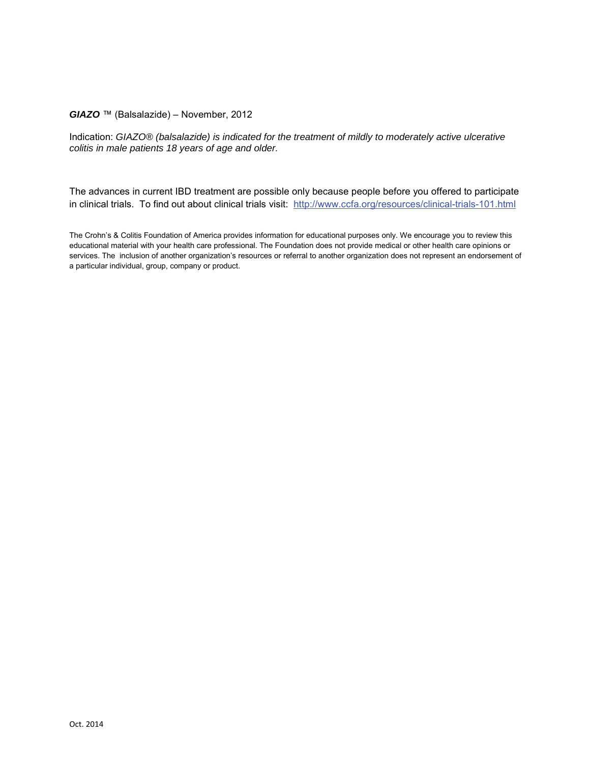***GIAZO*** ™ (Balsalazide) – November, 2012

Indication: *GIAZO® (balsalazide) is indicated for the treatment of mildly to moderately active ulcerative colitis in male patients 18 years of age and older.*

The advances in current IBD treatment are possible only because people before you offered to participate in clinical trials. To find out about clinical trials visit: [http://www.ccfa.org/resources/clinical-trials-101.html](http://www.ccfa.org/resources/clinical-trials-101.html)

The Crohn's & Colitis Foundation of America provides information for educational purposes only. We encourage you to review this educational material with your health care professional. The Foundation does not provide medical or other health care opinions or services. The inclusion of another organization's resources or referral to another organization does not represent an endorsement of a particular individual, group, company or product.

Oct. 2014